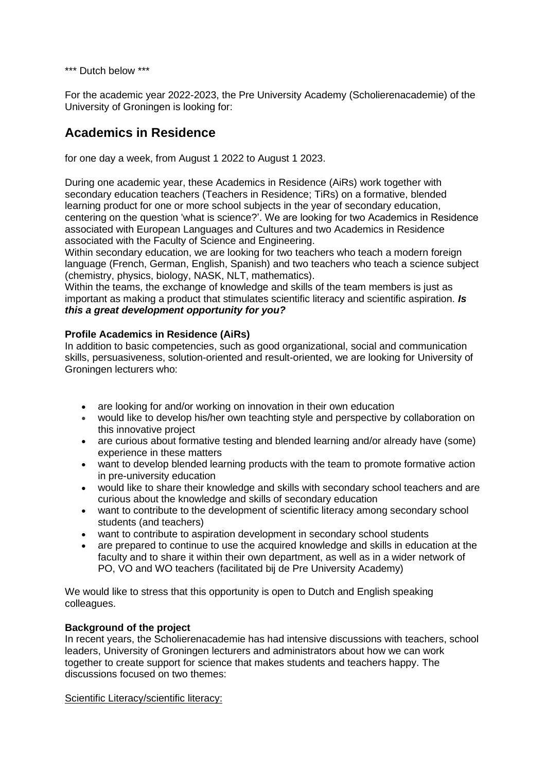*** Dutch below ***

For the academic year 2022-2023, the Pre University Academy (Scholierenacademie) of the University of Groningen is looking for:

## Academics in Residence

for one day a week, from August 1 2022 to August 1 2023.

During one academic year, these Academics in Residence (AiRs) work together with secondary education teachers (Teachers in Residence; TiRs) on a formative, blended learning product for one or more school subjects in the year of secondary education, centering on the question 'what is science?'. We are looking for two Academics in Residence associated with European Languages and Cultures and two Academics in Residence associated with the Faculty of Science and Engineering.
Within secondary education, we are looking for two teachers who teach a modern foreign language (French, German, English, Spanish) and two teachers who teach a science subject (chemistry, physics, biology, NASK, NLT, mathematics).
Within the teams, the exchange of knowledge and skills of the team members is just as important as making a product that stimulates scientific literacy and scientific aspiration. ***Is this a great development opportunity for you?***

**Profile Academics in Residence (AiRs)**
In addition to basic competencies, such as good organizational, social and communication skills, persuasiveness, solution-oriented and result-oriented, we are looking for University of Groningen lecturers who:

- are looking for and/or working on innovation in their own education
- would like to develop his/her own teachting style and perspective by collaboration on this innovative project
- are curious about formative testing and blended learning and/or already have (some) experience in these matters
- want to develop blended learning products with the team to promote formative action in pre-university education
- would like to share their knowledge and skills with secondary school teachers and are curious about the knowledge and skills of secondary education
- want to contribute to the development of scientific literacy among secondary school students (and teachers)
- want to contribute to aspiration development in secondary school students
- are prepared to continue to use the acquired knowledge and skills in education at the faculty and to share it within their own department, as well as in a wider network of PO, VO and WO teachers (facilitated bij de Pre University Academy)

We would like to stress that this opportunity is open to Dutch and English speaking colleagues.

**Background of the project**
In recent years, the Scholierenacademie has had intensive discussions with teachers, school leaders, University of Groningen lecturers and administrators about how we can work together to create support for science that makes students and teachers happy. The discussions focused on two themes:

Scientific Literacy/scientific literacy: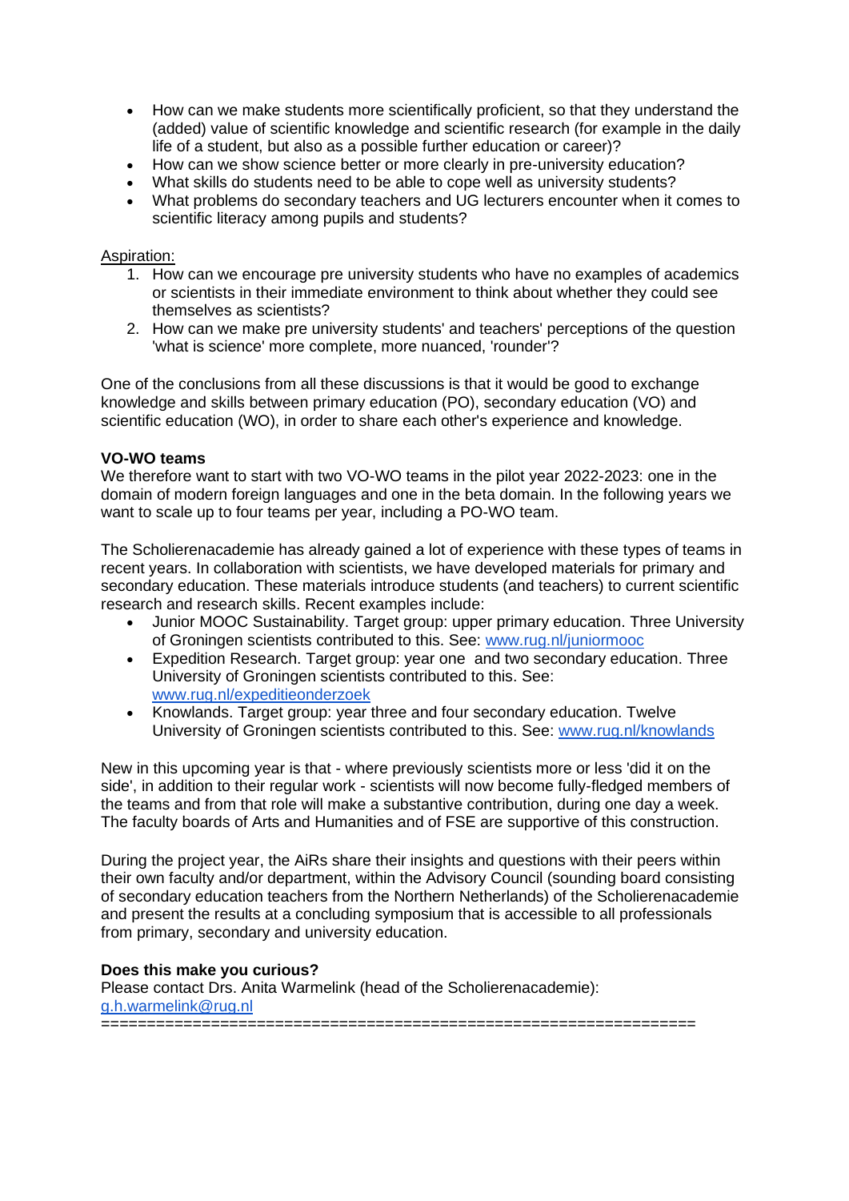- How can we make students more scientifically proficient, so that they understand the (added) value of scientific knowledge and scientific research (for example in the daily life of a student, but also as a possible further education or career)?
- How can we show science better or more clearly in pre-university education?
- What skills do students need to be able to cope well as university students?
- What problems do secondary teachers and UG lecturers encounter when it comes to scientific literacy among pupils and students?

Aspiration:

1. How can we encourage pre university students who have no examples of academics or scientists in their immediate environment to think about whether they could see themselves as scientists?
2. How can we make pre university students' and teachers' perceptions of the question 'what is science' more complete, more nuanced, 'rounder'?

One of the conclusions from all these discussions is that it would be good to exchange knowledge and skills between primary education (PO), secondary education (VO) and scientific education (WO), in order to share each other's experience and knowledge.

**VO-WO teams**

We therefore want to start with two VO-WO teams in the pilot year 2022-2023: one in the domain of modern foreign languages and one in the beta domain. In the following years we want to scale up to four teams per year, including a PO-WO team.

The Scholierenacademie has already gained a lot of experience with these types of teams in recent years. In collaboration with scientists, we have developed materials for primary and secondary education. These materials introduce students (and teachers) to current scientific research and research skills. Recent examples include:

- Junior MOOC Sustainability. Target group: upper primary education. Three University of Groningen scientists contributed to this. See: www.rug.nl/juniormooc
- Expedition Research. Target group: year one and two secondary education. Three University of Groningen scientists contributed to this. See: www.rug.nl/expeditieonderzoek
- Knowlands. Target group: year three and four secondary education. Twelve University of Groningen scientists contributed to this. See: www.rug.nl/knowlands

New in this upcoming year is that - where previously scientists more or less 'did it on the side', in addition to their regular work - scientists will now become fully-fledged members of the teams and from that role will make a substantive contribution, during one day a week. The faculty boards of Arts and Humanities and of FSE are supportive of this construction.

During the project year, the AiRs share their insights and questions with their peers within their own faculty and/or department, within the Advisory Council (sounding board consisting of secondary education teachers from the Northern Netherlands) of the Scholierenacademie and present the results at a concluding symposium that is accessible to all professionals from primary, secondary and university education.

**Does this make you curious?**

Please contact Drs. Anita Warmelink (head of the Scholierenacademie): g.h.warmelink@rug.nl

==============================================================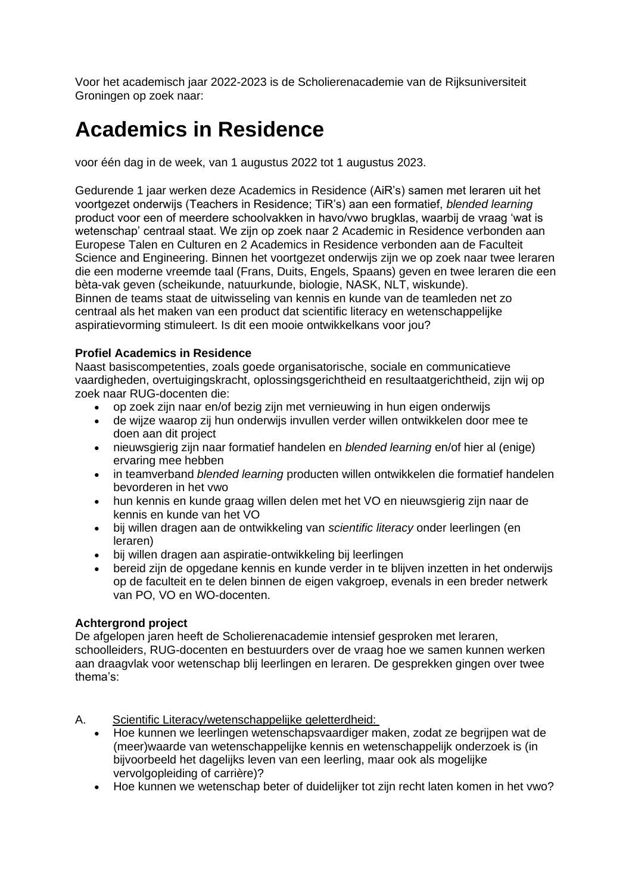Voor het academisch jaar 2022-2023 is de Scholierenacademie van de Rijksuniversiteit Groningen op zoek naar:

# Academics in Residence

voor één dag in de week, van 1 augustus 2022 tot 1 augustus 2023.

Gedurende 1 jaar werken deze Academics in Residence (AiR's) samen met leraren uit het voortgezet onderwijs (Teachers in Residence; TiR's) aan een formatief, *blended learning* product voor een of meerdere schoolvakken in havo/vwo brugklas, waarbij de vraag 'wat is wetenschap' centraal staat. We zijn op zoek naar 2 Academic in Residence verbonden aan Europese Talen en Culturen en 2 Academics in Residence verbonden aan de Faculteit Science and Engineering. Binnen het voortgezet onderwijs zijn we op zoek naar twee leraren die een moderne vreemde taal (Frans, Duits, Engels, Spaans) geven en twee leraren die een bèta-vak geven (scheikunde, natuurkunde, biologie, NASK, NLT, wiskunde).
Binnen de teams staat de uitwisseling van kennis en kunde van de teamleden net zo centraal als het maken van een product dat scientific literacy en wetenschappelijke aspiratievorming stimuleert. Is dit een mooie ontwikkelkans voor jou?

**Profiel Academics in Residence**
Naast basiscompetenties, zoals goede organisatorische, sociale en communicatieve vaardigheden, overtuigingskracht, oplossingsgerichtheid en resultaatgerichtheid, zijn wij op zoek naar RUG-docenten die:

- op zoek zijn naar en/of bezig zijn met vernieuwing in hun eigen onderwijs
- de wijze waarop zij hun onderwijs invullen verder willen ontwikkelen door mee te doen aan dit project
- nieuwsgierig zijn naar formatief handelen en *blended learning* en/of hier al (enige) ervaring mee hebben
- in teamverband *blended learning* producten willen ontwikkelen die formatief handelen bevorderen in het vwo
- hun kennis en kunde graag willen delen met het VO en nieuwsgierig zijn naar de kennis en kunde van het VO
- bij willen dragen aan de ontwikkeling van *scientific literacy* onder leerlingen (en leraren)
- bij willen dragen aan aspiratie-ontwikkeling bij leerlingen
- bereid zijn de opgedane kennis en kunde verder in te blijven inzetten in het onderwijs op de faculteit en te delen binnen de eigen vakgroep, evenals in een breder netwerk van PO, VO en WO-docenten.

**Achtergrond project**
De afgelopen jaren heeft de Scholierenacademie intensief gesproken met leraren, schoolleiders, RUG-docenten en bestuurders over de vraag hoe we samen kunnen werken aan draagvlak voor wetenschap blij leerlingen en leraren. De gesprekken gingen over twee thema's:

A. Scientific Literacy/wetenschappelijke geletterdheid:

- Hoe kunnen we leerlingen wetenschapsvaardiger maken, zodat ze begrijpen wat de (meer)waarde van wetenschappelijke kennis en wetenschappelijk onderzoek is (in bijvoorbeeld het dagelijks leven van een leerling, maar ook als mogelijke vervolgopleiding of carrière)?
- Hoe kunnen we wetenschap beter of duidelijker tot zijn recht laten komen in het vwo?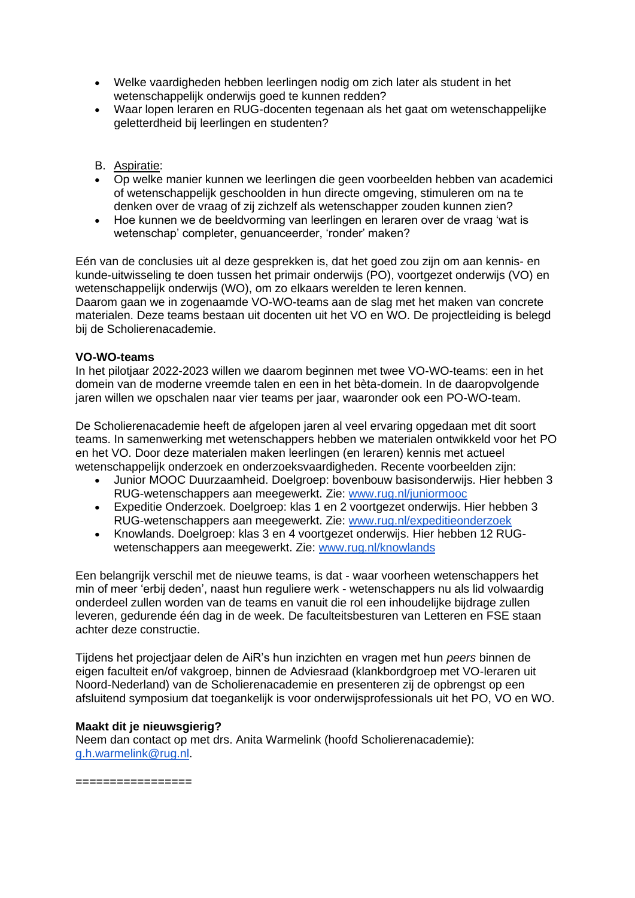- Welke vaardigheden hebben leerlingen nodig om zich later als student in het wetenschappelijk onderwijs goed te kunnen redden?
- Waar lopen leraren en RUG-docenten tegenaan als het gaat om wetenschappelijke geletterdheid bij leerlingen en studenten?

B. Aspiratie:

- Op welke manier kunnen we leerlingen die geen voorbeelden hebben van academici of wetenschappelijk geschoolden in hun directe omgeving, stimuleren om na te denken over de vraag of zij zichzelf als wetenschapper zouden kunnen zien?
- Hoe kunnen we de beeldvorming van leerlingen en leraren over de vraag 'wat is wetenschap' completer, genuanceerder, 'ronder' maken?

Eén van de conclusies uit al deze gesprekken is, dat het goed zou zijn om aan kennis- en kunde-uitwisseling te doen tussen het primair onderwijs (PO), voortgezet onderwijs (VO) en wetenschappelijk onderwijs (WO), om zo elkaars werelden te leren kennen.
Daarom gaan we in zogenaamde VO-WO-teams aan de slag met het maken van concrete materialen. Deze teams bestaan uit docenten uit het VO en WO. De projectleiding is belegd bij de Scholierenacademie.

**VO-WO-teams**

In het pilotjaar 2022-2023 willen we daarom beginnen met twee VO-WO-teams: een in het domein van de moderne vreemde talen en een in het bèta-domein. In de daaropvolgende jaren willen we opschalen naar vier teams per jaar, waaronder ook een PO-WO-team.

De Scholierenacademie heeft de afgelopen jaren al veel ervaring opgedaan met dit soort teams. In samenwerking met wetenschappers hebben we materialen ontwikkeld voor het PO en het VO. Door deze materialen maken leerlingen (en leraren) kennis met actueel wetenschappelijk onderzoek en onderzoeksvaardigheden. Recente voorbeelden zijn:

- Junior MOOC Duurzaamheid. Doelgroep: bovenbouw basisonderwijs. Hier hebben 3 RUG-wetenschappers aan meegewerkt. Zie: www.rug.nl/juniormooc
- Expeditie Onderzoek. Doelgroep: klas 1 en 2 voortgezet onderwijs. Hier hebben 3 RUG-wetenschappers aan meegewerkt. Zie: www.rug.nl/expeditieonderzoek
- Knowlands. Doelgroep: klas 3 en 4 voortgezet onderwijs. Hier hebben 12 RUG-wetenschappers aan meegewerkt. Zie: www.rug.nl/knowlands

Een belangrijk verschil met de nieuwe teams, is dat - waar voorheen wetenschappers het min of meer 'erbij deden', naast hun reguliere werk - wetenschappers nu als lid volwaardig onderdeel zullen worden van de teams en vanuit die rol een inhoudelijke bijdrage zullen leveren, gedurende één dag in de week. De faculteitsbesturen van Letteren en FSE staan achter deze constructie.

Tijdens het projectjaar delen de AiR's hun inzichten en vragen met hun *peers* binnen de eigen faculteit en/of vakgroep, binnen de Adviesraad (klankbordgroep met VO-leraren uit Noord-Nederland) van de Scholierenacademie en presenteren zij de opbrengst op een afsluitend symposium dat toegankelijk is voor onderwijsprofessionals uit het PO, VO en WO.

**Maakt dit je nieuwsgierig?**

Neem dan contact op met drs. Anita Warmelink (hoofd Scholierenacademie): g.h.warmelink@rug.nl.

=================